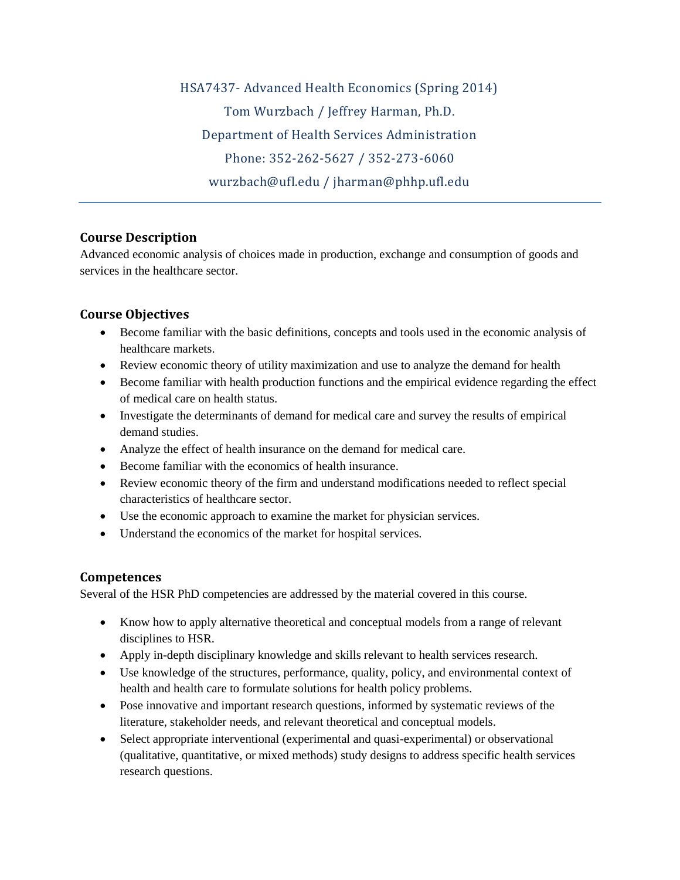# HSA7437- Advanced Health Economics (Spring 2014)

Tom Wurzbach / Jeffrey Harman, Ph.D.

Department of Health Services Administration

Phone: 352-262-5627 / 352-273-6060

wurzbach@ufl.edu / jharman@phhp.ufl.edu

---

## Course Description

Advanced economic analysis of choices made in production, exchange and consumption of goods and services in the healthcare sector.

## Course Objectives

- Become familiar with the basic definitions, concepts and tools used in the economic analysis of healthcare markets.
- Review economic theory of utility maximization and use to analyze the demand for health
- Become familiar with health production functions and the empirical evidence regarding the effect of medical care on health status.
- Investigate the determinants of demand for medical care and survey the results of empirical demand studies.
- Analyze the effect of health insurance on the demand for medical care.
- Become familiar with the economics of health insurance.
- Review economic theory of the firm and understand modifications needed to reflect special characteristics of healthcare sector.
- Use the economic approach to examine the market for physician services.
- Understand the economics of the market for hospital services.

## Competences

Several of the HSR PhD competencies are addressed by the material covered in this course.

- Know how to apply alternative theoretical and conceptual models from a range of relevant disciplines to HSR.
- Apply in-depth disciplinary knowledge and skills relevant to health services research.
- Use knowledge of the structures, performance, quality, policy, and environmental context of health and health care to formulate solutions for health policy problems.
- Pose innovative and important research questions, informed by systematic reviews of the literature, stakeholder needs, and relevant theoretical and conceptual models.
- Select appropriate interventional (experimental and quasi-experimental) or observational (qualitative, quantitative, or mixed methods) study designs to address specific health services research questions.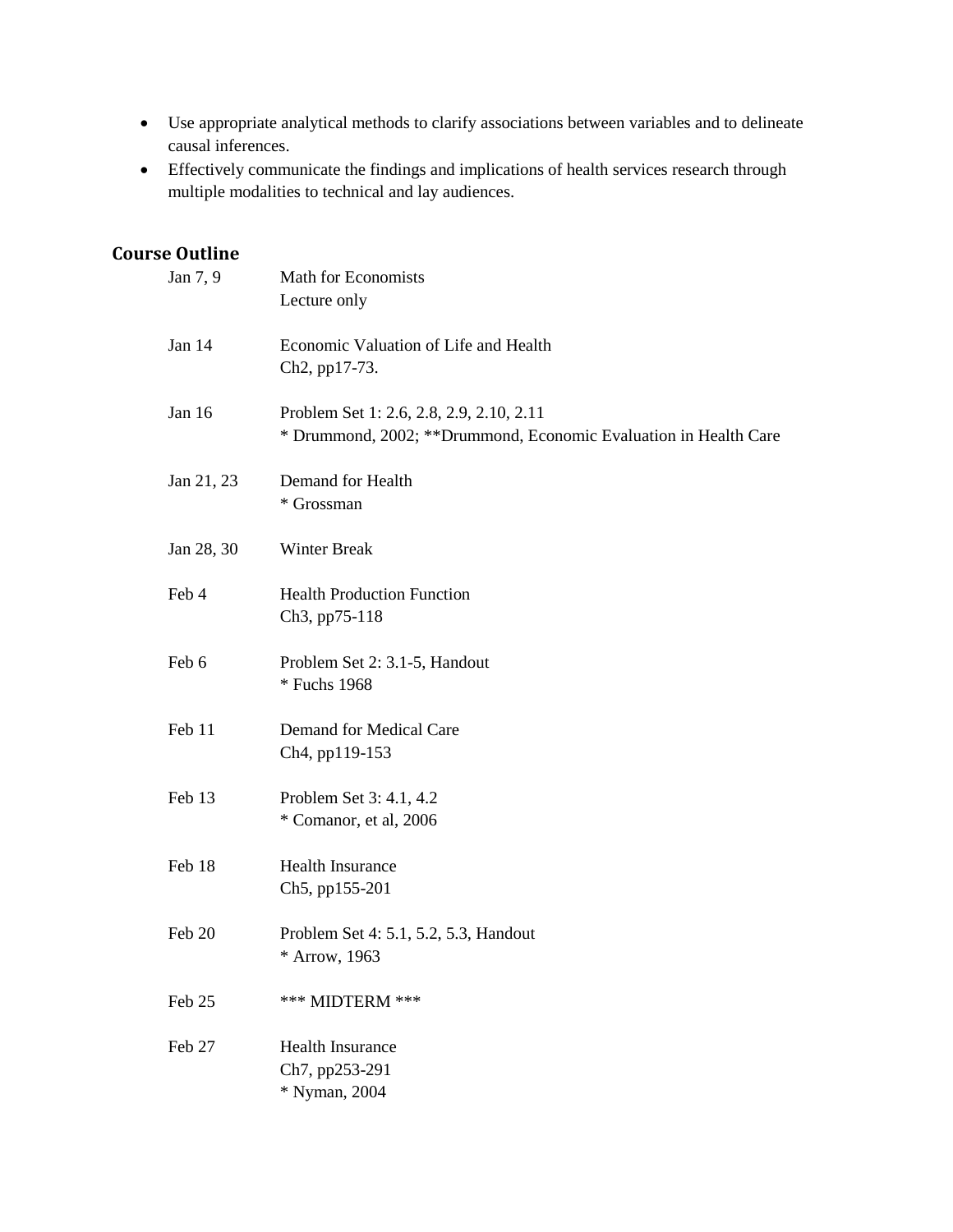- Use appropriate analytical methods to clarify associations between variables and to delineate causal inferences.
- Effectively communicate the findings and implications of health services research through multiple modalities to technical and lay audiences.

## Course Outline

| | |
|---|---|
| Jan 7, 9 | Math for Economists<br>Lecture only |
| Jan 14 | Economic Valuation of Life and Health<br>Ch2, pp17-73. |
| Jan 16 | Problem Set 1: 2.6, 2.8, 2.9, 2.10, 2.11<br>* Drummond, 2002; **Drummond, Economic Evaluation in Health Care |
| Jan 21, 23 | Demand for Health<br>* Grossman |
| Jan 28, 30 | Winter Break |
| Feb 4 | Health Production Function<br>Ch3, pp75-118 |
| Feb 6 | Problem Set 2: 3.1-5, Handout<br>* Fuchs 1968 |
| Feb 11 | Demand for Medical Care<br>Ch4, pp119-153 |
| Feb 13 | Problem Set 3: 4.1, 4.2<br>* Comanor, et al, 2006 |
| Feb 18 | Health Insurance<br>Ch5, pp155-201 |
| Feb 20 | Problem Set 4: 5.1, 5.2, 5.3, Handout<br>* Arrow, 1963 |
| Feb 25 | *** MIDTERM *** |
| Feb 27 | Health Insurance<br>Ch7, pp253-291<br>* Nyman, 2004 |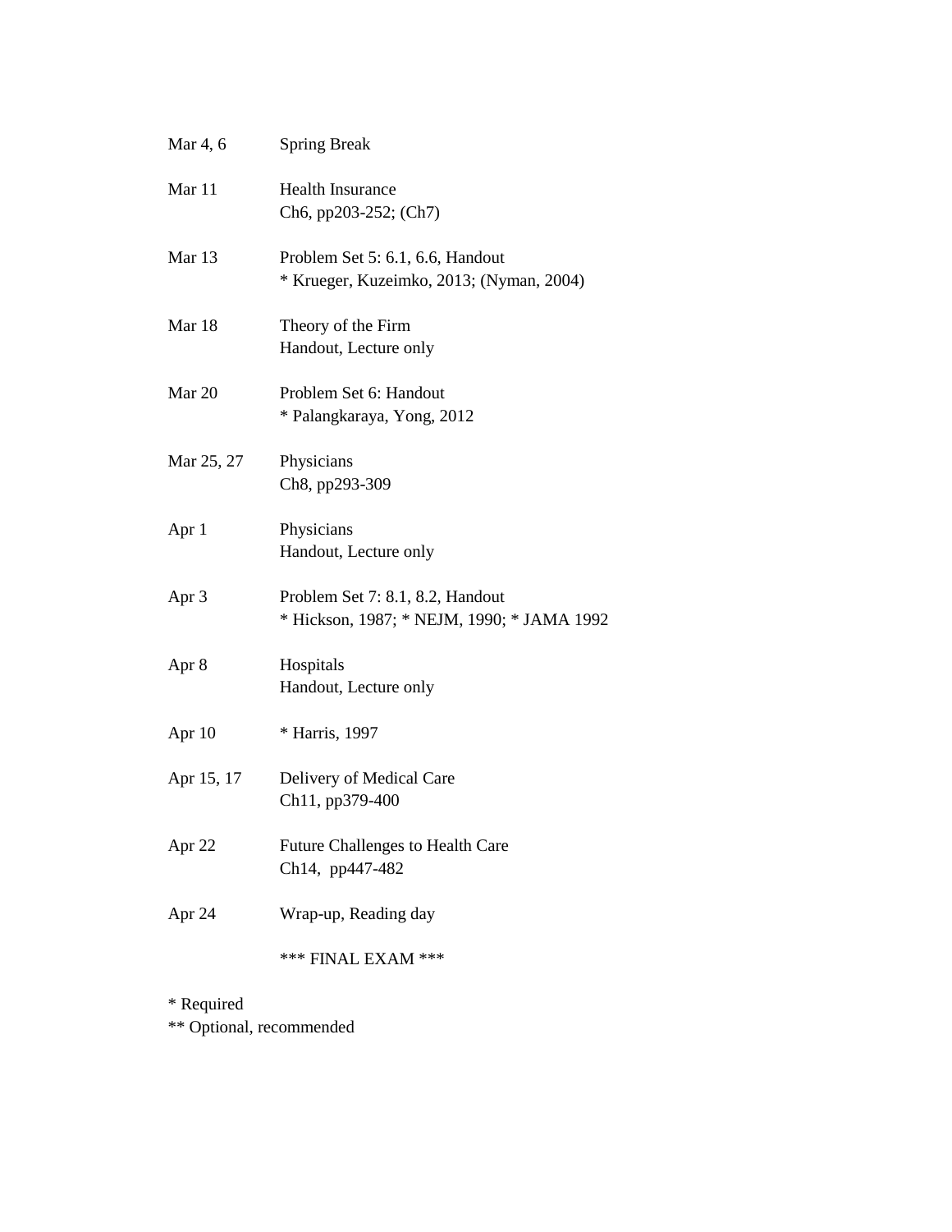| | |
|---|---|
| Mar 4, 6 | Spring Break |
| Mar 11 | Health Insurance<br>Ch6, pp203-252; (Ch7) |
| Mar 13 | Problem Set 5: 6.1, 6.6, Handout<br>* Krueger, Kuzeimko, 2013; (Nyman, 2004) |
| Mar 18 | Theory of the Firm<br>Handout, Lecture only |
| Mar 20 | Problem Set 6: Handout<br>* Palangkaraya, Yong, 2012 |
| Mar 25, 27 | Physicians<br>Ch8, pp293-309 |
| Apr 1 | Physicians<br>Handout, Lecture only |
| Apr 3 | Problem Set 7: 8.1, 8.2, Handout<br>* Hickson, 1987; * NEJM, 1990; * JAMA 1992 |
| Apr 8 | Hospitals<br>Handout, Lecture only |
| Apr 10 | * Harris, 1997 |
| Apr 15, 17 | Delivery of Medical Care<br>Ch11, pp379-400 |
| Apr 22 | Future Challenges to Health Care<br>Ch14, pp447-482 |
| Apr 24 | Wrap-up, Reading day |
| | *** FINAL EXAM *** |

* Required
** Optional, recommended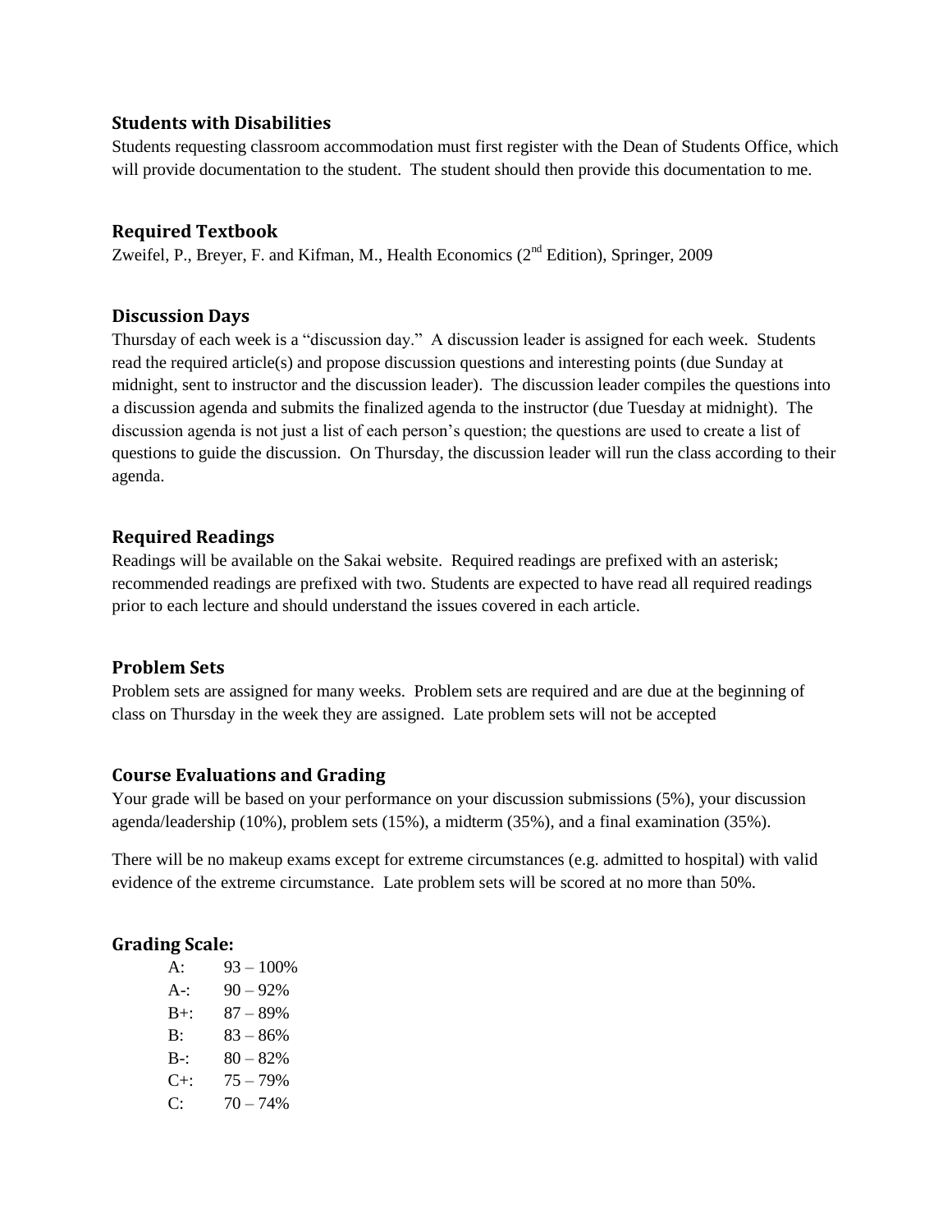### Students with Disabilities

Students requesting classroom accommodation must first register with the Dean of Students Office, which will provide documentation to the student. The student should then provide this documentation to me.

### Required Textbook

Zweifel, P., Breyer, F. and Kifman, M., Health Economics (2nd Edition), Springer, 2009

### Discussion Days

Thursday of each week is a "discussion day." A discussion leader is assigned for each week. Students read the required article(s) and propose discussion questions and interesting points (due Sunday at midnight, sent to instructor and the discussion leader). The discussion leader compiles the questions into a discussion agenda and submits the finalized agenda to the instructor (due Tuesday at midnight). The discussion agenda is not just a list of each person's question; the questions are used to create a list of questions to guide the discussion. On Thursday, the discussion leader will run the class according to their agenda.

### Required Readings

Readings will be available on the Sakai website. Required readings are prefixed with an asterisk; recommended readings are prefixed with two. Students are expected to have read all required readings prior to each lecture and should understand the issues covered in each article.

### Problem Sets

Problem sets are assigned for many weeks. Problem sets are required and are due at the beginning of class on Thursday in the week they are assigned. Late problem sets will not be accepted

### Course Evaluations and Grading

Your grade will be based on your performance on your discussion submissions (5%), your discussion agenda/leadership (10%), problem sets (15%), a midterm (35%), and a final examination (35%).

There will be no makeup exams except for extreme circumstances (e.g. admitted to hospital) with valid evidence of the extreme circumstance. Late problem sets will be scored at no more than 50%.

### Grading Scale:

| Grade | Range |
|---|---|
| A: | 93 – 100% |
| A-: | 90 – 92% |
| B+: | 87 – 89% |
| B: | 83 – 86% |
| B-: | 80 – 82% |
| C+: | 75 – 79% |
| C: | 70 – 74% |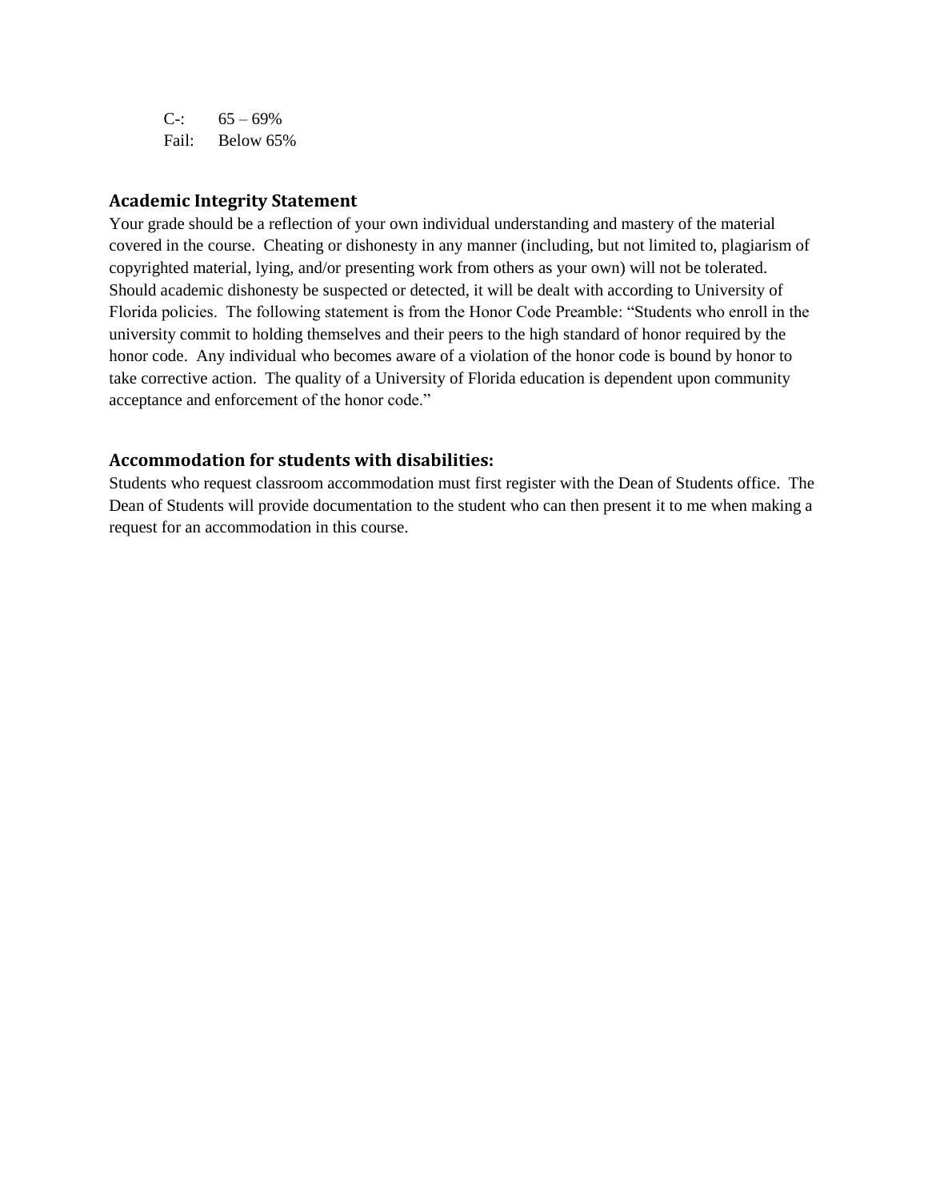C-: 65 – 69%
Fail: Below 65%

### Academic Integrity Statement

Your grade should be a reflection of your own individual understanding and mastery of the material covered in the course. Cheating or dishonesty in any manner (including, but not limited to, plagiarism of copyrighted material, lying, and/or presenting work from others as your own) will not be tolerated. Should academic dishonesty be suspected or detected, it will be dealt with according to University of Florida policies. The following statement is from the Honor Code Preamble: "Students who enroll in the university commit to holding themselves and their peers to the high standard of honor required by the honor code. Any individual who becomes aware of a violation of the honor code is bound by honor to take corrective action. The quality of a University of Florida education is dependent upon community acceptance and enforcement of the honor code."

### Accommodation for students with disabilities:

Students who request classroom accommodation must first register with the Dean of Students office. The Dean of Students will provide documentation to the student who can then present it to me when making a request for an accommodation in this course.